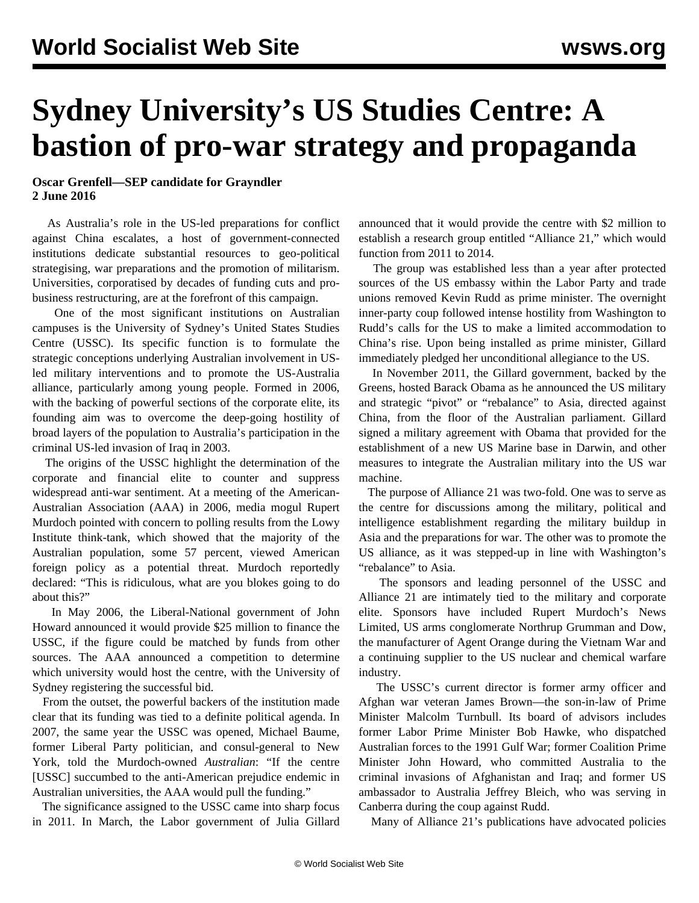# Sydney University's US Studies Centre: A bastion of pro-war strategy and propaganda

**Oscar Grenfell—SEP candidate for Grayndler**
**2 June 2016**

As Australia's role in the US-led preparations for conflict against China escalates, a host of government-connected institutions dedicate substantial resources to geo-political strategising, war preparations and the promotion of militarism. Universities, corporatised by decades of funding cuts and pro-business restructuring, are at the forefront of this campaign.

One of the most significant institutions on Australian campuses is the University of Sydney's United States Studies Centre (USSC). Its specific function is to formulate the strategic conceptions underlying Australian involvement in US-led military interventions and to promote the US-Australia alliance, particularly among young people. Formed in 2006, with the backing of powerful sections of the corporate elite, its founding aim was to overcome the deep-going hostility of broad layers of the population to Australia's participation in the criminal US-led invasion of Iraq in 2003.

The origins of the USSC highlight the determination of the corporate and financial elite to counter and suppress widespread anti-war sentiment. At a meeting of the American-Australian Association (AAA) in 2006, media mogul Rupert Murdoch pointed with concern to polling results from the Lowy Institute think-tank, which showed that the majority of the Australian population, some 57 percent, viewed American foreign policy as a potential threat. Murdoch reportedly declared: "This is ridiculous, what are you blokes going to do about this?"

In May 2006, the Liberal-National government of John Howard announced it would provide $25 million to finance the USSC, if the figure could be matched by funds from other sources. The AAA announced a competition to determine which university would host the centre, with the University of Sydney registering the successful bid.

From the outset, the powerful backers of the institution made clear that its funding was tied to a definite political agenda. In 2007, the same year the USSC was opened, Michael Baume, former Liberal Party politician, and consul-general to New York, told the Murdoch-owned *Australian*: "If the centre [USSC] succumbed to the anti-American prejudice endemic in Australian universities, the AAA would pull the funding."

The significance assigned to the USSC came into sharp focus in 2011. In March, the Labor government of Julia Gillard announced that it would provide the centre with $2 million to establish a research group entitled "Alliance 21," which would function from 2011 to 2014.

The group was established less than a year after protected sources of the US embassy within the Labor Party and trade unions removed Kevin Rudd as prime minister. The overnight inner-party coup followed intense hostility from Washington to Rudd's calls for the US to make a limited accommodation to China's rise. Upon being installed as prime minister, Gillard immediately pledged her unconditional allegiance to the US.

In November 2011, the Gillard government, backed by the Greens, hosted Barack Obama as he announced the US military and strategic "pivot" or "rebalance" to Asia, directed against China, from the floor of the Australian parliament. Gillard signed a military agreement with Obama that provided for the establishment of a new US Marine base in Darwin, and other measures to integrate the Australian military into the US war machine.

The purpose of Alliance 21 was two-fold. One was to serve as the centre for discussions among the military, political and intelligence establishment regarding the military buildup in Asia and the preparations for war. The other was to promote the US alliance, as it was stepped-up in line with Washington's "rebalance" to Asia.

The sponsors and leading personnel of the USSC and Alliance 21 are intimately tied to the military and corporate elite. Sponsors have included Rupert Murdoch's News Limited, US arms conglomerate Northrup Grumman and Dow, the manufacturer of Agent Orange during the Vietnam War and a continuing supplier to the US nuclear and chemical warfare industry.

The USSC's current director is former army officer and Afghan war veteran James Brown—the son-in-law of Prime Minister Malcolm Turnbull. Its board of advisors includes former Labor Prime Minister Bob Hawke, who dispatched Australian forces to the 1991 Gulf War; former Coalition Prime Minister John Howard, who committed Australia to the criminal invasions of Afghanistan and Iraq; and former US ambassador to Australia Jeffrey Bleich, who was serving in Canberra during the coup against Rudd.

Many of Alliance 21's publications have advocated policies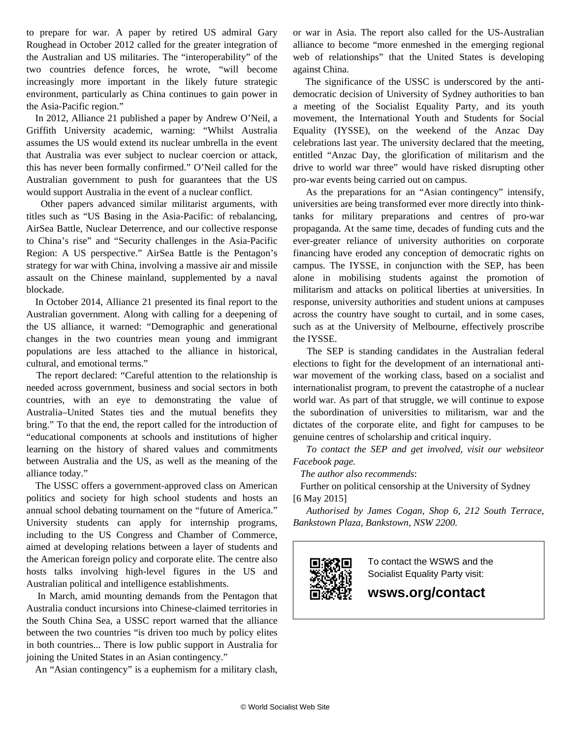to prepare for war. A paper by retired US admiral Gary Roughead in October 2012 called for the greater integration of the Australian and US militaries. The "interoperability" of the two countries defence forces, he wrote, "will become increasingly more important in the likely future strategic environment, particularly as China continues to gain power in the Asia-Pacific region."

In 2012, Alliance 21 published a paper by Andrew O'Neil, a Griffith University academic, warning: "Whilst Australia assumes the US would extend its nuclear umbrella in the event that Australia was ever subject to nuclear coercion or attack, this has never been formally confirmed." O'Neil called for the Australian government to push for guarantees that the US would support Australia in the event of a nuclear conflict.

Other papers advanced similar militarist arguments, with titles such as "US Basing in the Asia-Pacific: of rebalancing, AirSea Battle, Nuclear Deterrence, and our collective response to China's rise" and "Security challenges in the Asia-Pacific Region: A US perspective." AirSea Battle is the Pentagon's strategy for war with China, involving a massive air and missile assault on the Chinese mainland, supplemented by a naval blockade.

In October 2014, Alliance 21 presented its final report to the Australian government. Along with calling for a deepening of the US alliance, it warned: "Demographic and generational changes in the two countries mean young and immigrant populations are less attached to the alliance in historical, cultural, and emotional terms."

The report declared: "Careful attention to the relationship is needed across government, business and social sectors in both countries, with an eye to demonstrating the value of Australia–United States ties and the mutual benefits they bring." To that the end, the report called for the introduction of "educational components at schools and institutions of higher learning on the history of shared values and commitments between Australia and the US, as well as the meaning of the alliance today."

The USSC offers a government-approved class on American politics and society for high school students and hosts an annual school debating tournament on the "future of America." University students can apply for internship programs, including to the US Congress and Chamber of Commerce, aimed at developing relations between a layer of students and the American foreign policy and corporate elite. The centre also hosts talks involving high-level figures in the US and Australian political and intelligence establishments.

In March, amid mounting demands from the Pentagon that Australia conduct incursions into Chinese-claimed territories in the South China Sea, a USSC report warned that the alliance between the two countries "is driven too much by policy elites in both countries... There is low public support in Australia for joining the United States in an Asian contingency."

An "Asian contingency" is a euphemism for a military clash, or war in Asia. The report also called for the US-Australian alliance to become "more enmeshed in the emerging regional web of relationships" that the United States is developing against China.

The significance of the USSC is underscored by the anti-democratic decision of University of Sydney authorities to ban a meeting of the Socialist Equality Party, and its youth movement, the International Youth and Students for Social Equality (IYSSE), on the weekend of the Anzac Day celebrations last year. The university declared that the meeting, entitled "Anzac Day, the glorification of militarism and the drive to world war three" would have risked disrupting other pro-war events being carried out on campus.

As the preparations for an "Asian contingency" intensify, universities are being transformed ever more directly into think-tanks for military preparations and centres of pro-war propaganda. At the same time, decades of funding cuts and the ever-greater reliance of university authorities on corporate financing have eroded any conception of democratic rights on campus. The IYSSE, in conjunction with the SEP, has been alone in mobilising students against the promotion of militarism and attacks on political liberties at universities. In response, university authorities and student unions at campuses across the country have sought to curtail, and in some cases, such as at the University of Melbourne, effectively proscribe the IYSSE.

The SEP is standing candidates in the Australian federal elections to fight for the development of an international anti-war movement of the working class, based on a socialist and internationalist program, to prevent the catastrophe of a nuclear world war. As part of that struggle, we will continue to expose the subordination of universities to militarism, war and the dictates of the corporate elite, and fight for campuses to be genuine centres of scholarship and critical inquiry.

*To contact the SEP and get involved, visit our websiteor Facebook page.*

*The author also recommends*:

Further on political censorship at the University of Sydney
[6 May 2015]

*Authorised by James Cogan, Shop 6, 212 South Terrace, Bankstown Plaza, Bankstown, NSW 2200.*

To contact the WSWS and the Socialist Equality Party visit:

**wsws.org/contact**